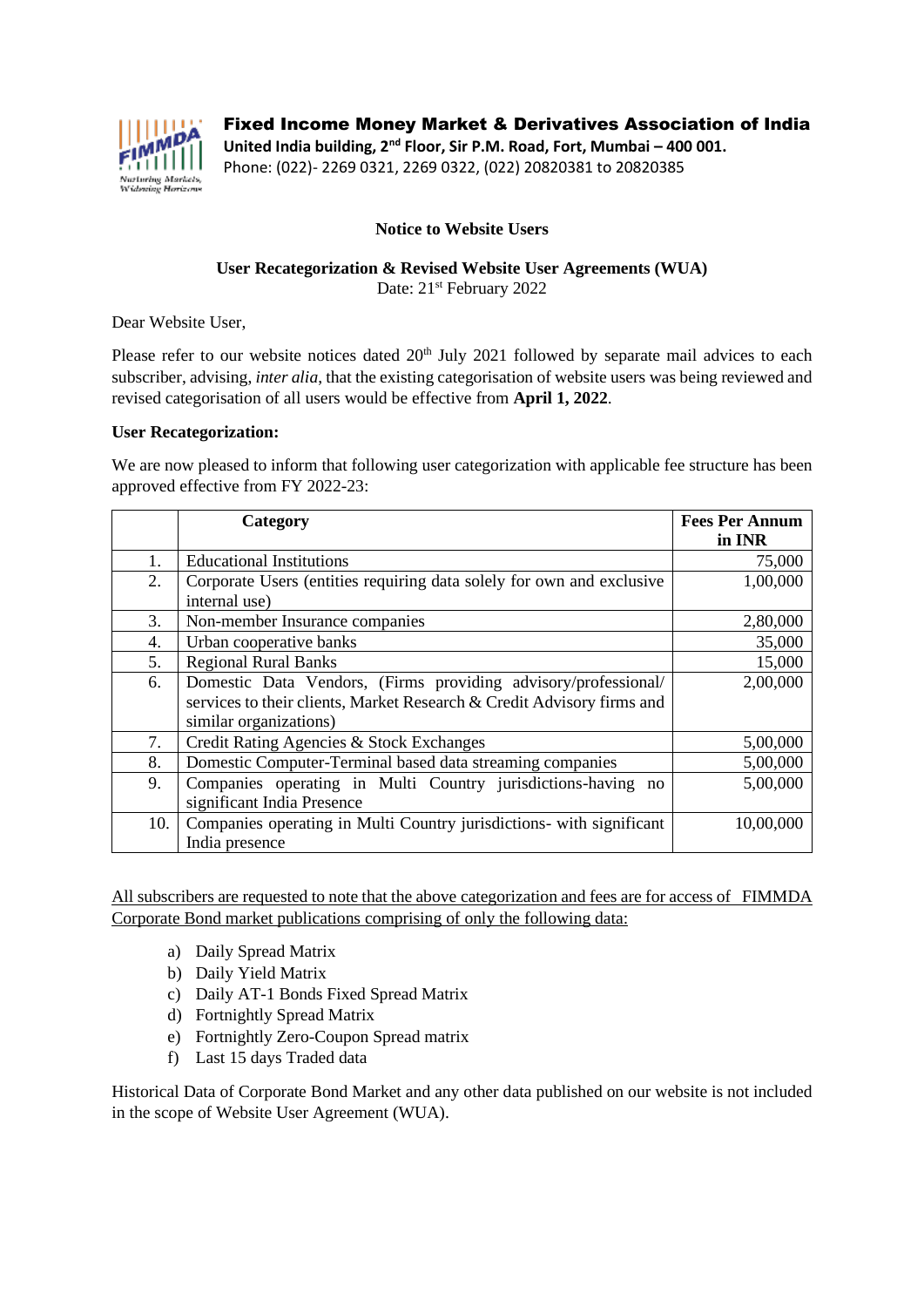**Fixed Income Money Market & Derivatives Association of India**
**United India building, 2nd Floor, Sir P.M. Road, Fort, Mumbai – 400 001.**
Phone: (022)- 2269 0321, 2269 0322, (022) 20820381 to 20820385

## Notice to Website Users

### User Recategorization & Revised Website User Agreements (WUA)

Date: 21st February 2022

Dear Website User,

Please refer to our website notices dated 20th July 2021 followed by separate mail advices to each subscriber, advising, *inter alia*, that the existing categorisation of website users was being reviewed and revised categorisation of all users would be effective from **April 1, 2022**.

**User Recategorization:**

We are now pleased to inform that following user categorization with applicable fee structure has been approved effective from FY 2022-23:

| | Category | Fees Per Annum in INR |
|---|---|---|
| 1. | Educational Institutions | 75,000 |
| 2. | Corporate Users (entities requiring data solely for own and exclusive internal use) | 1,00,000 |
| 3. | Non-member Insurance companies | 2,80,000 |
| 4. | Urban cooperative banks | 35,000 |
| 5. | Regional Rural Banks | 15,000 |
| 6. | Domestic Data Vendors, (Firms providing advisory/professional/ services to their clients, Market Research & Credit Advisory firms and similar organizations) | 2,00,000 |
| 7. | Credit Rating Agencies & Stock Exchanges | 5,00,000 |
| 8. | Domestic Computer-Terminal based data streaming companies | 5,00,000 |
| 9. | Companies operating in Multi Country jurisdictions-having no significant India Presence | 5,00,000 |
| 10. | Companies operating in Multi Country jurisdictions- with significant India presence | 10,00,000 |

<u>All subscribers are requested to note that the above categorization and fees are for access of FIMMDA Corporate Bond market publications comprising of only the following data:</u>

a) Daily Spread Matrix
b) Daily Yield Matrix
c) Daily AT-1 Bonds Fixed Spread Matrix
d) Fortnightly Spread Matrix
e) Fortnightly Zero-Coupon Spread matrix
f) Last 15 days Traded data

Historical Data of Corporate Bond Market and any other data published on our website is not included in the scope of Website User Agreement (WUA).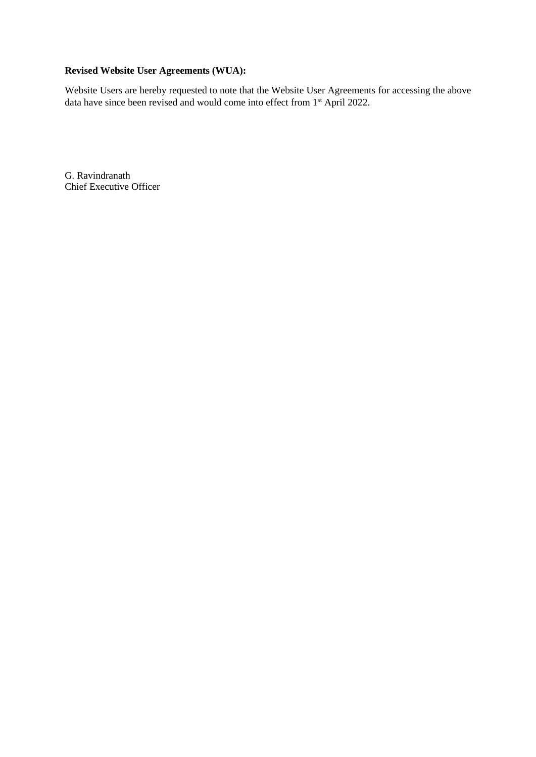**Revised Website User Agreements (WUA):**

Website Users are hereby requested to note that the Website User Agreements for accessing the above data have since been revised and would come into effect from 1st April 2022.

G. Ravindranath
Chief Executive Officer